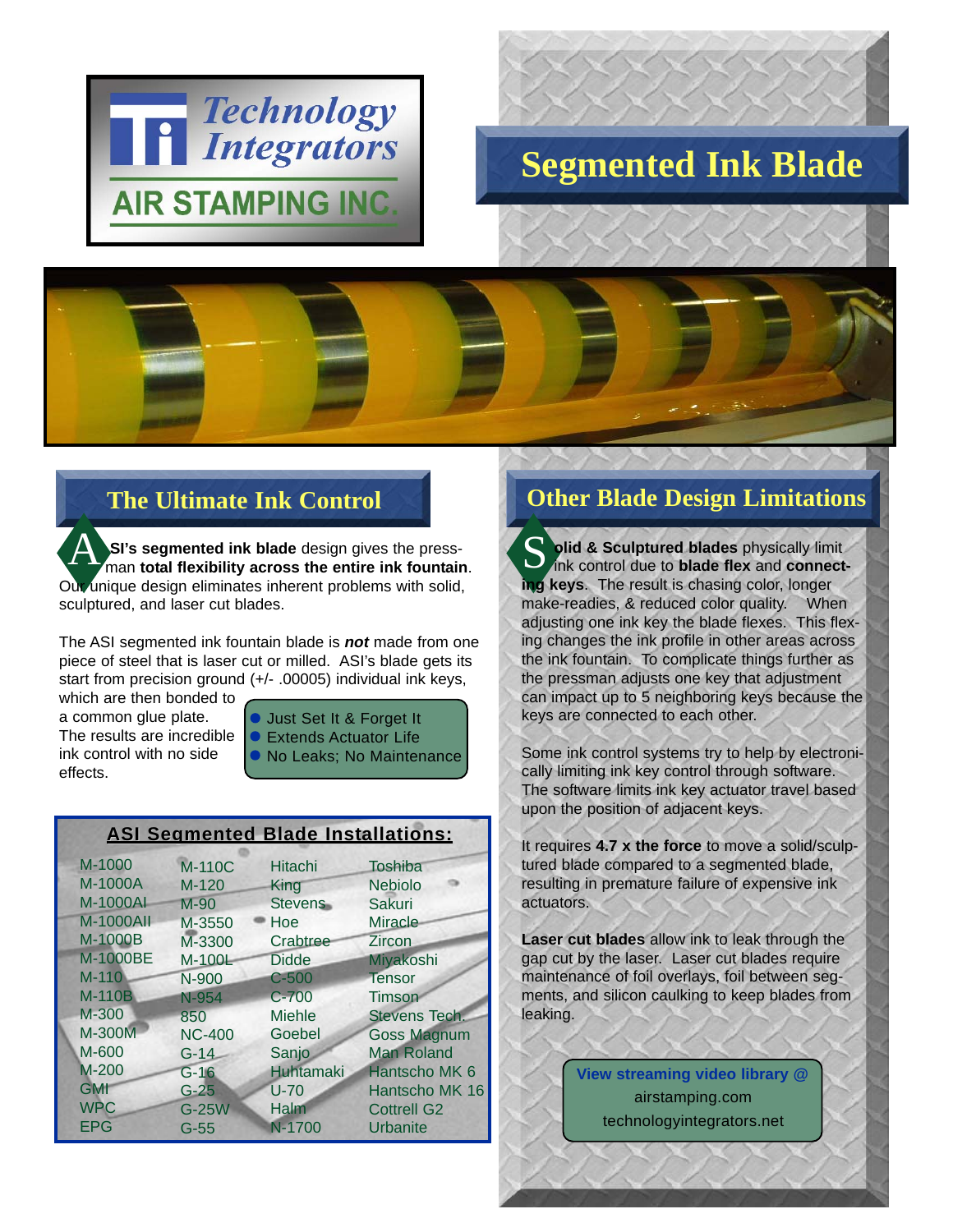Technology Integrators

AIR STAMPING INC.

# Segmented Ink Blade

## The Ultimate Ink Control

**ASI's segmented ink blade** design gives the pressman **total flexibility across the entire ink fountain**. Our unique design eliminates inherent problems with solid, sculptured, and laser cut blades.

The ASI segmented ink fountain blade is ***not*** made from one piece of steel that is laser cut or milled. ASI's blade gets its start from precision ground (+/- .00005) individual ink keys, which are then bonded to a common glue plate. The results are incredible ink control with no side effects.

- Just Set It & Forget It
- Extends Actuator Life
- No Leaks; No Maintenance

### ASI Segmented Blade Installations:

| | | | |
|---|---|---|---|
| M-1000 | M-110C | Hitachi | Toshiba |
| M-1000A | M-120 | King | Nebiolo |
| M-1000AI | M-90 | Stevens | Sakuri |
| M-1000AII | M-3550 | Hoe | Miracle |
| M-1000B | M-3300 | Crabtree | Zircon |
| M-1000BE | M-100L | Didde | Miyakoshi |
| M-110 | N-900 | C-500 | Tensor |
| M-110B | N-954 | C-700 | Timson |
| M-300 | 850 | Miehle | Stevens Tech. |
| M-300M | NC-400 | Goebel | Goss Magnum |
| M-600 | G-14 | Sanjo | Man Roland |
| M-200 | G-16 | Huhtamaki | Hantscho MK 6 |
| GMI | G-25 | U-70 | Hantscho MK 16 |
| WPC | G-25W | Halm | Cottrell G2 |
| EPG | G-55 | N-1700 | Urbanite |

## Other Blade Design Limitations

**Solid & Sculptured blades** physically limit ink control due to **blade flex** and **connecting keys**. The result is chasing color, longer make-readies, & reduced color quality. When adjusting one ink key the blade flexes. This flexing changes the ink profile in other areas across the ink fountain. To complicate things further as the pressman adjusts one key that adjustment can impact up to 5 neighboring keys because the keys are connected to each other.

Some ink control systems try to help by electronically limiting ink key control through software. The software limits ink key actuator travel based upon the position of adjacent keys.

It requires **4.7 x the force** to move a solid/sculptured blade compared to a segmented blade, resulting in premature failure of expensive ink actuators.

**Laser cut blades** allow ink to leak through the gap cut by the laser. Laser cut blades require maintenance of foil overlays, foil between segments, and silicon caulking to keep blades from leaking.

**View streaming video library @**
airstamping.com
technologyintegrators.net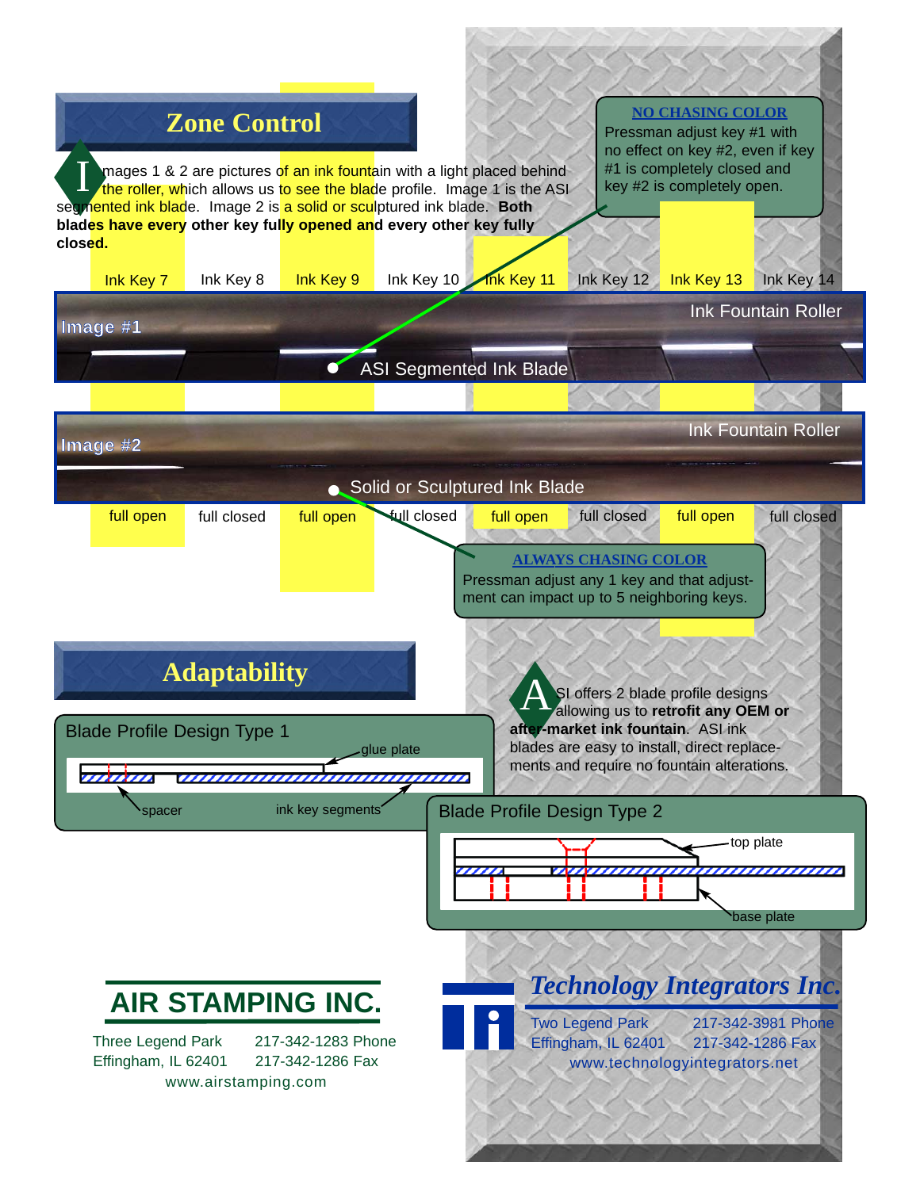## Zone Control

Images 1 & 2 are pictures of an ink fountain with a light placed behind the roller, which allows us to see the blade profile. Image 1 is the ASI segmented ink blade. Image 2 is a solid or sculptured ink blade. **Both blades have every other key fully opened and every other key fully closed.**

**NO CHASING COLOR**
Pressman adjust key #1 with no effect on key #2, even if key #1 is completely closed and key #2 is completely open.

Ink Key 7 Ink Key 8 Ink Key 9 Ink Key 10 Ink Key 11 Ink Key 12 Ink Key 13 Ink Key 14

Image #1

Ink Fountain Roller

ASI Segmented Ink Blade

Image #2

Ink Fountain Roller

Solid or Sculptured Ink Blade

full open full closed full open full closed full open full closed full open full closed

**ALWAYS CHASING COLOR**
Pressman adjust any 1 key and that adjustment can impact up to 5 neighboring keys.

## Adaptability

ASI offers 2 blade profile designs allowing us to **retrofit any OEM or after-market ink fountain**. ASI ink blades are easy to install, direct replacements and require no fountain alterations.

Blade Profile Design Type 1

glue plate

spacer

ink key segments

Blade Profile Design Type 2

top plate

base plate

**AIR STAMPING INC.**

Three Legend Park
Effingham, IL 62401

217-342-1283 Phone
217-342-1286 Fax

www.airstamping.com

***Technology Integrators Inc.***

Two Legend Park
Effingham, IL 62401

217-342-3981 Phone
217-342-1286 Fax

www.technologyintegrators.net